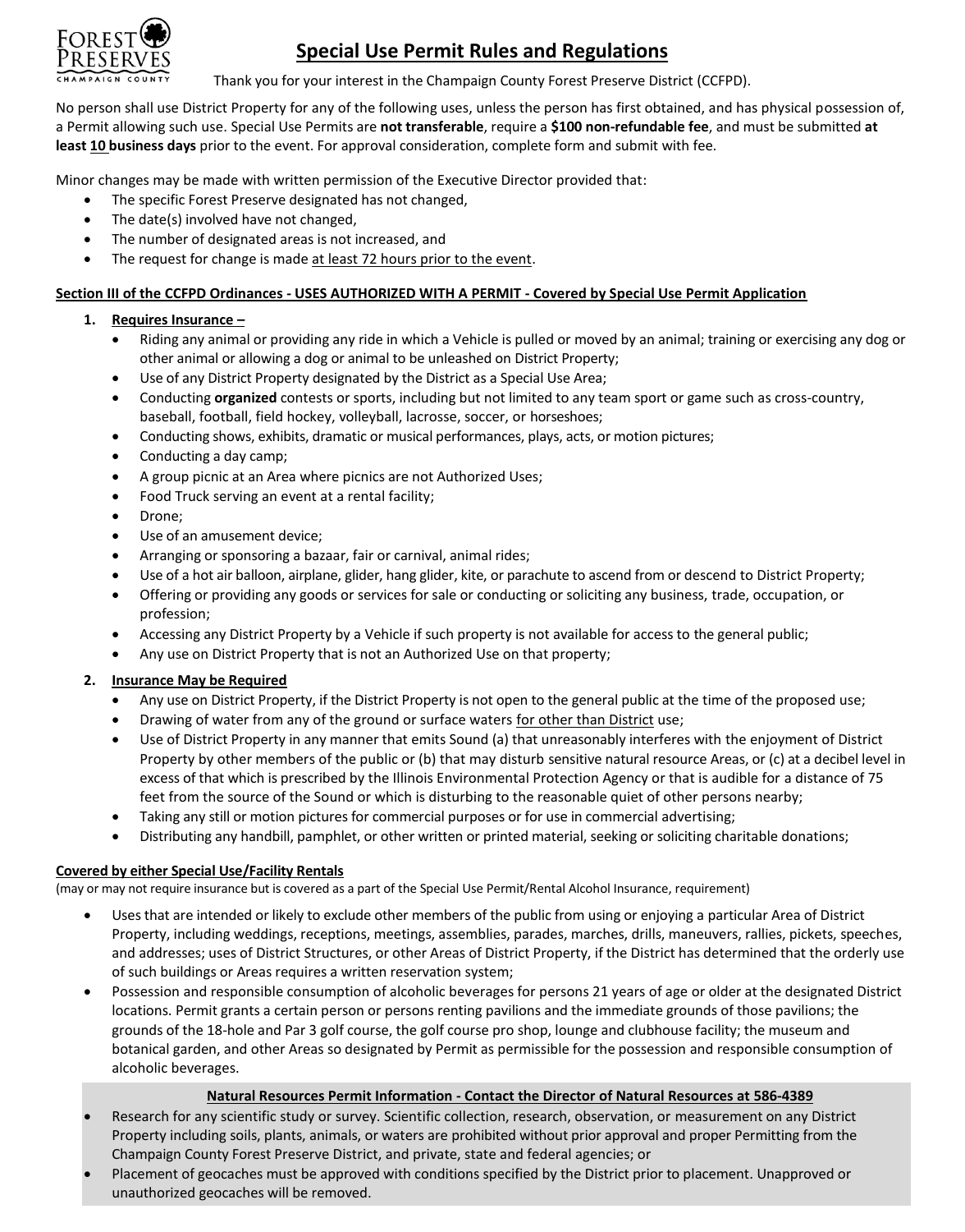# Special Use Permit Rules and Regulations

Thank you for your interest in the Champaign County Forest Preserve District (CCFPD).

No person shall use District Property for any of the following uses, unless the person has first obtained, and has physical possession of, a Permit allowing such use. Special Use Permits are **not transferable**, require a **$100 non-refundable fee**, and must be submitted **at least 10 business days** prior to the event. For approval consideration, complete form and submit with fee.

Minor changes may be made with written permission of the Executive Director provided that:

- The specific Forest Preserve designated has not changed,
- The date(s) involved have not changed,
- The number of designated areas is not increased, and
- The request for change is made at least 72 hours prior to the event.

**Section III of the CCFPD Ordinances - USES AUTHORIZED WITH A PERMIT - Covered by Special Use Permit Application**

1. **Requires Insurance –**
   - Riding any animal or providing any ride in which a Vehicle is pulled or moved by an animal; training or exercising any dog or other animal or allowing a dog or animal to be unleashed on District Property;
   - Use of any District Property designated by the District as a Special Use Area;
   - Conducting **organized** contests or sports, including but not limited to any team sport or game such as cross-country, baseball, football, field hockey, volleyball, lacrosse, soccer, or horseshoes;
   - Conducting shows, exhibits, dramatic or musical performances, plays, acts, or motion pictures;
   - Conducting a day camp;
   - A group picnic at an Area where picnics are not Authorized Uses;
   - Food Truck serving an event at a rental facility;
   - Drone;
   - Use of an amusement device;
   - Arranging or sponsoring a bazaar, fair or carnival, animal rides;
   - Use of a hot air balloon, airplane, glider, hang glider, kite, or parachute to ascend from or descend to District Property;
   - Offering or providing any goods or services for sale or conducting or soliciting any business, trade, occupation, or profession;
   - Accessing any District Property by a Vehicle if such property is not available for access to the general public;
   - Any use on District Property that is not an Authorized Use on that property;

2. **Insurance May be Required**
   - Any use on District Property, if the District Property is not open to the general public at the time of the proposed use;
   - Drawing of water from any of the ground or surface waters for other than District use;
   - Use of District Property in any manner that emits Sound (a) that unreasonably interferes with the enjoyment of District Property by other members of the public or (b) that may disturb sensitive natural resource Areas, or (c) at a decibel level in excess of that which is prescribed by the Illinois Environmental Protection Agency or that is audible for a distance of 75 feet from the source of the Sound or which is disturbing to the reasonable quiet of other persons nearby;
   - Taking any still or motion pictures for commercial purposes or for use in commercial advertising;
   - Distributing any handbill, pamphlet, or other written or printed material, seeking or soliciting charitable donations;

**Covered by either Special Use/Facility Rentals**

(may or may not require insurance but is covered as a part of the Special Use Permit/Rental Alcohol Insurance, requirement)

- Uses that are intended or likely to exclude other members of the public from using or enjoying a particular Area of District Property, including weddings, receptions, meetings, assemblies, parades, marches, drills, maneuvers, rallies, pickets, speeches, and addresses; uses of District Structures, or other Areas of District Property, if the District has determined that the orderly use of such buildings or Areas requires a written reservation system;
- Possession and responsible consumption of alcoholic beverages for persons 21 years of age or older at the designated District locations. Permit grants a certain person or persons renting pavilions and the immediate grounds of those pavilions; the grounds of the 18-hole and Par 3 golf course, the golf course pro shop, lounge and clubhouse facility; the museum and botanical garden, and other Areas so designated by Permit as permissible for the possession and responsible consumption of alcoholic beverages.

**Natural Resources Permit Information - Contact the Director of Natural Resources at 586-4389**

- Research for any scientific study or survey. Scientific collection, research, observation, or measurement on any District Property including soils, plants, animals, or waters are prohibited without prior approval and proper Permitting from the Champaign County Forest Preserve District, and private, state and federal agencies; or
- Placement of geocaches must be approved with conditions specified by the District prior to placement. Unapproved or unauthorized geocaches will be removed.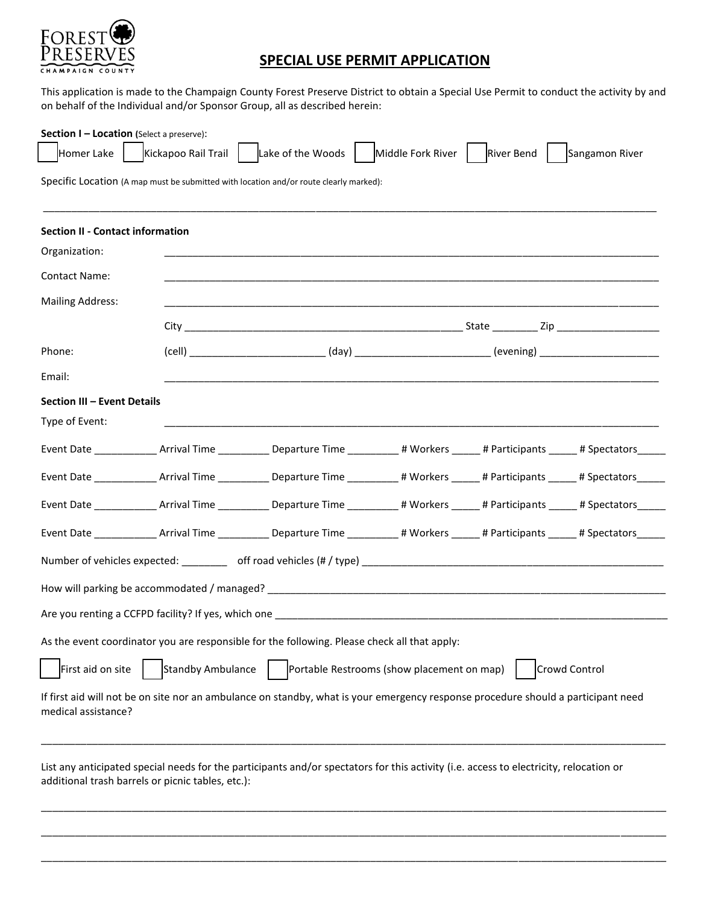FOREST PRESERVES
CHAMPAIGN COUNTY

# SPECIAL USE PERMIT APPLICATION

This application is made to the Champaign County Forest Preserve District to obtain a Special Use Permit to conduct the activity by and on behalf of the Individual and/or Sponsor Group, all as described herein:

**Section I – Location (**Select a preserve):

☐ Homer Lake ☐ Kickapoo Rail Trail ☐ Lake of the Woods ☐ Middle Fork River ☐ River Bend ☐ Sangamon River

Specific Location (A map must be submitted with location and/or route clearly marked):

_______________________________________________________________________________________________

**Section II - Contact information**

Organization: _______________________________________________________________________________

Contact Name: _______________________________________________________________________________

Mailing Address: _______________________________________________________________________________

City ______________________________________________ State ________ Zip __________________

Phone: (cell) _______________________ (day) _______________________ (evening) _____________________

Email: _______________________________________________________________________________

**Section III – Event Details**

Type of Event: _______________________________________________________________________________

Event Date ___________ Arrival Time _________ Departure Time _________ # Workers _____ # Participants _____ # Spectators_____

Event Date ___________ Arrival Time _________ Departure Time _________ # Workers _____ # Participants _____ # Spectators_____

Event Date ___________ Arrival Time _________ Departure Time _________ # Workers _____ # Participants _____ # Spectators_____

Event Date ___________ Arrival Time _________ Departure Time _________ # Workers _____ # Participants _____ # Spectators_____

Number of vehicles expected: ________ off road vehicles (# / type) ____________________________________________________

How will parking be accommodated / managed? _________________________________________________________________

Are you renting a CCFPD facility? If yes, which one ______________________________________________________________

As the event coordinator you are responsible for the following. Please check all that apply:

☐ First aid on site ☐ Standby Ambulance ☐ Portable Restrooms (show placement on map) ☐ Crowd Control

If first aid will not be on site nor an ambulance on standby, what is your emergency response procedure should a participant need medical assistance?

_______________________________________________________________________________________________

List any anticipated special needs for the participants and/or spectators for this activity (i.e. access to electricity, relocation or additional trash barrels or picnic tables, etc.):

_______________________________________________________________________________________________

_______________________________________________________________________________________________

_______________________________________________________________________________________________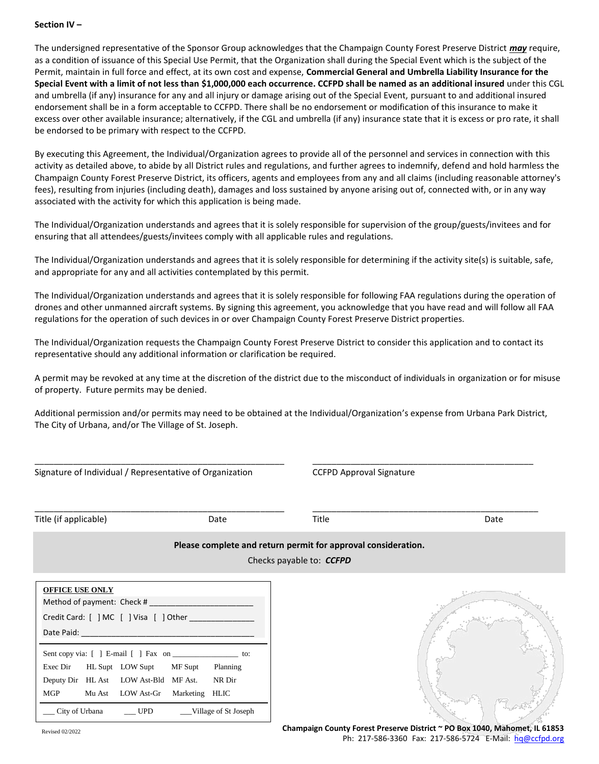**Section IV –**

The undersigned representative of the Sponsor Group acknowledges that the Champaign County Forest Preserve District ***may*** require, as a condition of issuance of this Special Use Permit, that the Organization shall during the Special Event which is the subject of the Permit, maintain in full force and effect, at its own cost and expense, **Commercial General and Umbrella Liability Insurance for the Special Event with a limit of not less than $1,000,000 each occurrence. CCFPD shall be named as an additional insured** under this CGL and umbrella (if any) insurance for any and all injury or damage arising out of the Special Event, pursuant to and additional insured endorsement shall be in a form acceptable to CCFPD. There shall be no endorsement or modification of this insurance to make it excess over other available insurance; alternatively, if the CGL and umbrella (if any) insurance state that it is excess or pro rate, it shall be endorsed to be primary with respect to the CCFPD.

By executing this Agreement, the Individual/Organization agrees to provide all of the personnel and services in connection with this activity as detailed above, to abide by all District rules and regulations, and further agrees to indemnify, defend and hold harmless the Champaign County Forest Preserve District, its officers, agents and employees from any and all claims (including reasonable attorney's fees), resulting from injuries (including death), damages and loss sustained by anyone arising out of, connected with, or in any way associated with the activity for which this application is being made.

The Individual/Organization understands and agrees that it is solely responsible for supervision of the group/guests/invitees and for ensuring that all attendees/guests/invitees comply with all applicable rules and regulations.

The Individual/Organization understands and agrees that it is solely responsible for determining if the activity site(s) is suitable, safe, and appropriate for any and all activities contemplated by this permit.

The Individual/Organization understands and agrees that it is solely responsible for following FAA regulations during the operation of drones and other unmanned aircraft systems. By signing this agreement, you acknowledge that you have read and will follow all FAA regulations for the operation of such devices in or over Champaign County Forest Preserve District properties.

The Individual/Organization requests the Champaign County Forest Preserve District to consider this application and to contact its representative should any additional information or clarification be required.

A permit may be revoked at any time at the discretion of the district due to the misconduct of individuals in organization or for misuse of property. Future permits may be denied.

Additional permission and/or permits may need to be obtained at the Individual/Organization's expense from Urbana Park District, The City of Urbana, and/or The Village of St. Joseph.

\_\_\_\_\_\_\_\_\_\_\_\_\_\_\_\_\_\_\_\_\_\_\_\_\_\_\_\_\_\_\_\_\_\_\_\_\_\_\_\_\_\_\_\_ \_\_\_\_\_\_\_\_\_\_\_\_\_\_\_\_\_\_\_\_\_\_\_\_\_\_\_\_\_\_\_\_\_\_\_\_\_\_\_\_\_\_\_\_

Signature of Individual / Representative of Organization CCFPD Approval Signature

\_\_\_\_\_\_\_\_\_\_\_\_\_\_\_\_\_\_\_\_\_\_\_\_\_\_\_\_\_\_\_\_\_\_\_\_\_\_\_\_\_\_\_\_ \_\_\_\_\_\_\_\_\_\_\_\_\_\_\_\_\_\_\_\_\_\_\_\_\_\_\_\_\_\_\_\_\_\_\_\_\_\_\_\_\_\_\_\_

Title (if applicable) Date Title Date

**Please complete and return permit for approval consideration.**

Checks payable to: ***CCFPD***

**OFFICE USE ONLY**

Method of payment: Check # \_\_\_\_\_\_\_\_\_\_\_\_\_\_\_\_\_\_\_\_\_\_\_\_

Credit Card: [ ] MC [ ] Visa [ ] Other \_\_\_\_\_\_\_\_\_\_\_\_\_\_

Date Paid: \_\_\_\_\_\_\_\_\_\_\_\_\_\_\_\_\_\_\_\_\_\_\_\_\_\_\_\_\_\_\_\_\_\_\_\_\_\_\_\_

Sent copy via: [ ] E-mail [ ] Fax on \_\_\_\_\_\_\_\_\_\_\_\_\_\_\_\_ to:

| | | | | |
|---|---|---|---|---|
| Exec Dir | HL Supt | LOW Supt | MF Supt | Planning |
| Deputy Dir | HL Ast | LOW Ast-Bld | MF Ast. | NR Dir |
| MGP | Mu Ast | LOW Ast-Gr | Marketing | HLIC |

\_\_\_ City of Urbana \_\_\_ UPD \_\_\_Village of St Joseph

Revised 02/2022

**Champaign County Forest Preserve District ~ PO Box 1040, Mahomet, IL 61853**
Ph: 217-586-3360 Fax: 217-586-5724 E-Mail: hq@ccfpd.org